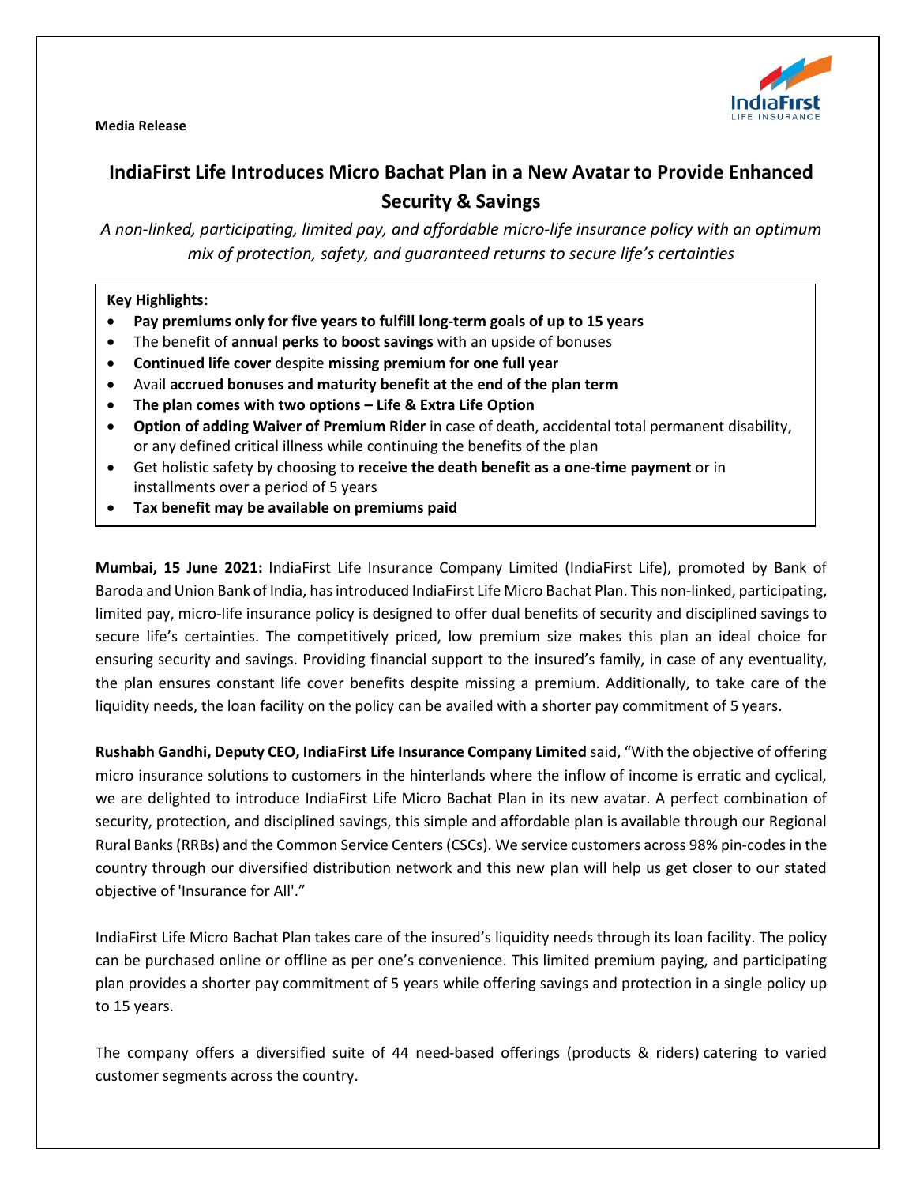**Media Release**

# IndiaFirst Life Introduces Micro Bachat Plan in a New Avatar to Provide Enhanced Security & Savings

*A non-linked, participating, limited pay, and affordable micro-life insurance policy with an optimum mix of protection, safety, and guaranteed returns to secure life's certainties*

**Key Highlights:**

- **Pay premiums only for five years to fulfill long-term goals of up to 15 years**
- The benefit of **annual perks to boost savings** with an upside of bonuses
- **Continued life cover** despite **missing premium for one full year**
- Avail **accrued bonuses and maturity benefit at the end of the plan term**
- **The plan comes with two options – Life & Extra Life Option**
- **Option of adding Waiver of Premium Rider** in case of death, accidental total permanent disability, or any defined critical illness while continuing the benefits of the plan
- Get holistic safety by choosing to **receive the death benefit as a one-time payment** or in installments over a period of 5 years
- **Tax benefit may be available on premiums paid**

**Mumbai, 15 June 2021:** IndiaFirst Life Insurance Company Limited (IndiaFirst Life), promoted by Bank of Baroda and Union Bank of India, has introduced IndiaFirst Life Micro Bachat Plan. This non-linked, participating, limited pay, micro-life insurance policy is designed to offer dual benefits of security and disciplined savings to secure life's certainties. The competitively priced, low premium size makes this plan an ideal choice for ensuring security and savings. Providing financial support to the insured's family, in case of any eventuality, the plan ensures constant life cover benefits despite missing a premium. Additionally, to take care of the liquidity needs, the loan facility on the policy can be availed with a shorter pay commitment of 5 years.

**Rushabh Gandhi, Deputy CEO, IndiaFirst Life Insurance Company Limited** said, "With the objective of offering micro insurance solutions to customers in the hinterlands where the inflow of income is erratic and cyclical, we are delighted to introduce IndiaFirst Life Micro Bachat Plan in its new avatar. A perfect combination of security, protection, and disciplined savings, this simple and affordable plan is available through our Regional Rural Banks (RRBs) and the Common Service Centers (CSCs). We service customers across 98% pin-codes in the country through our diversified distribution network and this new plan will help us get closer to our stated objective of 'Insurance for All'."

IndiaFirst Life Micro Bachat Plan takes care of the insured's liquidity needs through its loan facility. The policy can be purchased online or offline as per one's convenience. This limited premium paying, and participating plan provides a shorter pay commitment of 5 years while offering savings and protection in a single policy up to 15 years.

The company offers a diversified suite of 44 need-based offerings (products & riders) catering to varied customer segments across the country.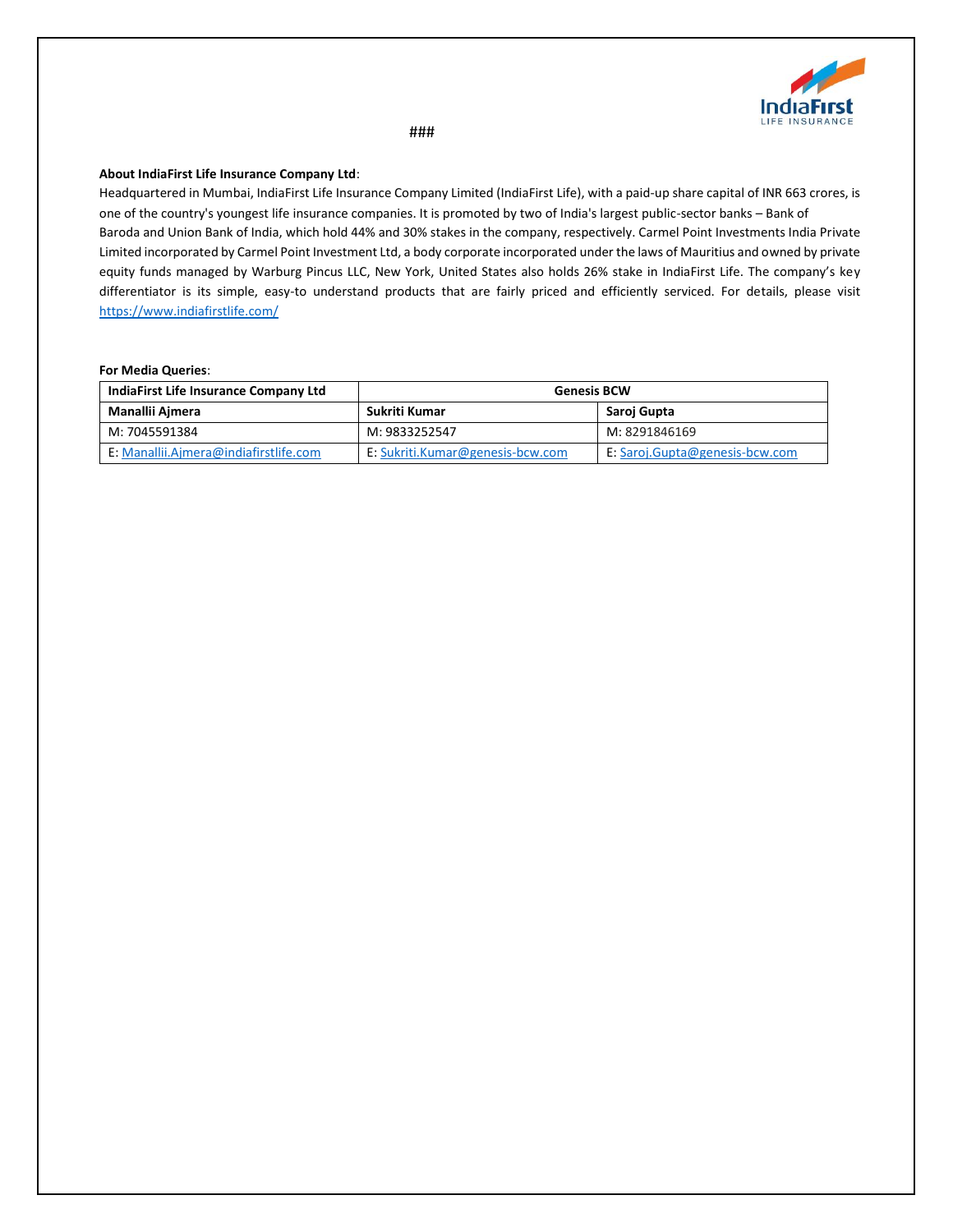###

**About IndiaFirst Life Insurance Company Ltd**:

Headquartered in Mumbai, IndiaFirst Life Insurance Company Limited (IndiaFirst Life), with a paid-up share capital of INR 663 crores, is one of the country's youngest life insurance companies. It is promoted by two of India's largest public-sector banks – Bank of Baroda and Union Bank of India, which hold 44% and 30% stakes in the company, respectively. Carmel Point Investments India Private Limited incorporated by Carmel Point Investment Ltd, a body corporate incorporated under the laws of Mauritius and owned by private equity funds managed by Warburg Pincus LLC, New York, United States also holds 26% stake in IndiaFirst Life. The company's key differentiator is its simple, easy-to understand products that are fairly priced and efficiently serviced. For details, please visit https://www.indiafirstlife.com/

**For Media Queries**:

| IndiaFirst Life Insurance Company Ltd | Genesis BCW | |
|---|---|---|
| **Manallii Ajmera** | **Sukriti Kumar** | **Saroj Gupta** |
| M: 7045591384 | M: 9833252547 | M: 8291846169 |
| E: Manallii.Ajmera@indiafirstlife.com | E: Sukriti.Kumar@genesis-bcw.com | E: Saroj.Gupta@genesis-bcw.com |